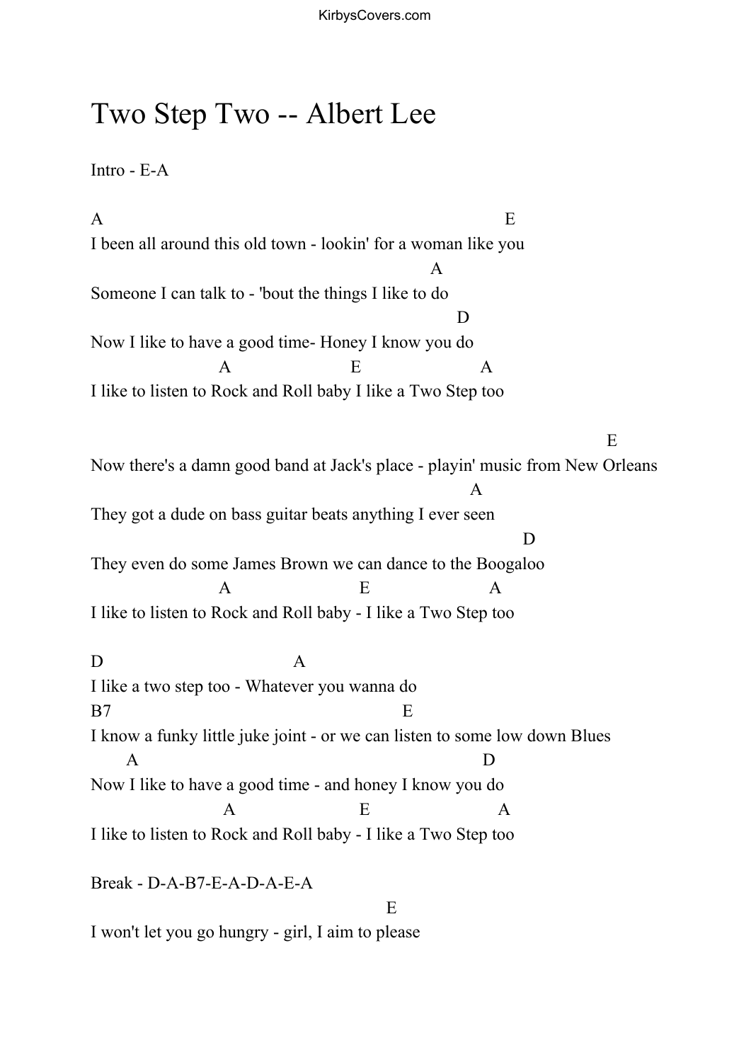# Two Step Two -- Albert Lee

Intro - E-A

```
A                                                         E
I been all around this old town - lookin' for a woman like you
                                               A
Someone I can talk to - 'bout the things I like to do
                                                  D
Now I like to have a good time- Honey I know you do
                  A                    E                  A
I like to listen to Rock and Roll baby I like a Two Step too


                                                                         E
Now there's a damn good band at Jack's place - playin' music from New Orleans
                                                     A
They got a dude on bass guitar beats anything I ever seen
                                                           D
They even do some James Brown we can dance to the Boogaloo
                  A                      E                  A
I like to listen to Rock and Roll baby - I like a Two Step too

D                            A
I like a two step too - Whatever you wanna do
B7                                          E
I know a funky little juke joint - or we can listen to some low down Blues
      A                                                D
Now I like to have a good time - and honey I know you do
                   A                     E                   A
I like to listen to Rock and Roll baby - I like a Two Step too
```

Break - D-A-B7-E-A-D-A-E-A

```
                                           E
I won't let you go hungry - girl, I aim to please
```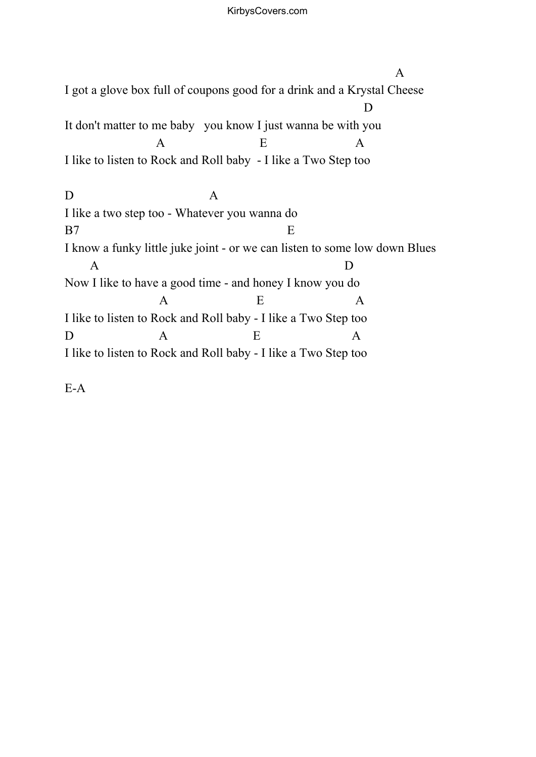```
                                                                                                      A
I got a glove box full of coupons good for a drink and a Krystal Cheese
                                                                                            D
It don't matter to me baby   you know I just wanna be with you
                        A                          E                       A
I like to listen to Rock and Roll baby  - I like a Two Step too

D                                      A
I like a two step too - Whatever you wanna do
B7                                                             E
I know a funky little juke joint - or we can listen to some low down Blues
       A                                                                  D
Now I like to have a good time - and honey I know you do
                        A                         E                        A
I like to listen to Rock and Roll baby - I like a Two Step too
D                       A                        E                        A
I like to listen to Rock and Roll baby - I like a Two Step too

E-A
```